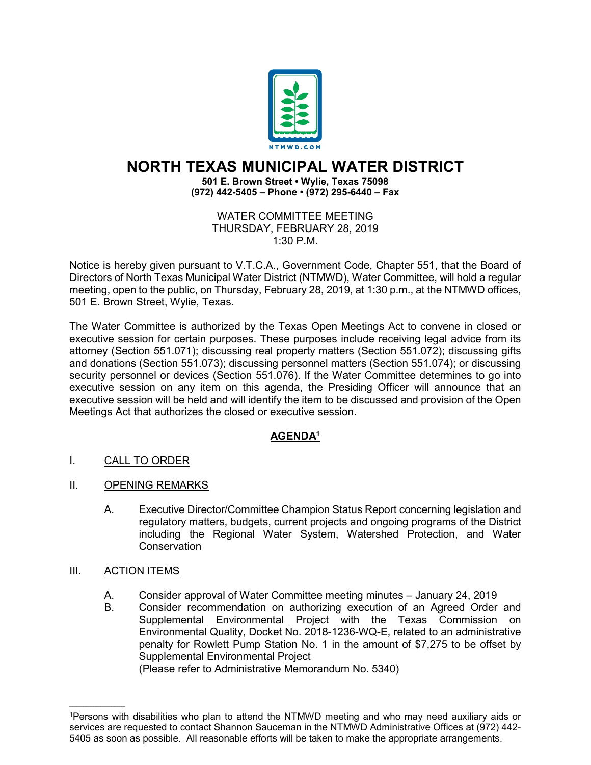NTMWD.COM

# NORTH TEXAS MUNICIPAL WATER DISTRICT

**501 E. Brown Street • Wylie, Texas 75098**
**(972) 442-5405 – Phone • (972) 295-6440 – Fax**

WATER COMMITTEE MEETING
THURSDAY, FEBRUARY 28, 2019
1:30 P.M.

Notice is hereby given pursuant to V.T.C.A., Government Code, Chapter 551, that the Board of Directors of North Texas Municipal Water District (NTMWD), Water Committee, will hold a regular meeting, open to the public, on Thursday, February 28, 2019, at 1:30 p.m., at the NTMWD offices, 501 E. Brown Street, Wylie, Texas.

The Water Committee is authorized by the Texas Open Meetings Act to convene in closed or executive session for certain purposes. These purposes include receiving legal advice from its attorney (Section 551.071); discussing real property matters (Section 551.072); discussing gifts and donations (Section 551.073); discussing personnel matters (Section 551.074); or discussing security personnel or devices (Section 551.076). If the Water Committee determines to go into executive session on any item on this agenda, the Presiding Officer will announce that an executive session will be held and will identify the item to be discussed and provision of the Open Meetings Act that authorizes the closed or executive session.

## AGENDA[1]

I. CALL TO ORDER

II. OPENING REMARKS

A. Executive Director/Committee Champion Status Report concerning legislation and regulatory matters, budgets, current projects and ongoing programs of the District including the Regional Water System, Watershed Protection, and Water Conservation

III. ACTION ITEMS

A. Consider approval of Water Committee meeting minutes – January 24, 2019

B. Consider recommendation on authorizing execution of an Agreed Order and Supplemental Environmental Project with the Texas Commission on Environmental Quality, Docket No. 2018-1236-WQ-E, related to an administrative penalty for Rowlett Pump Station No. 1 in the amount of $7,275 to be offset by Supplemental Environmental Project
(Please refer to Administrative Memorandum No. 5340)

---

[1]Persons with disabilities who plan to attend the NTMWD meeting and who may need auxiliary aids or services are requested to contact Shannon Sauceman in the NTMWD Administrative Offices at (972) 442-5405 as soon as possible. All reasonable efforts will be taken to make the appropriate arrangements.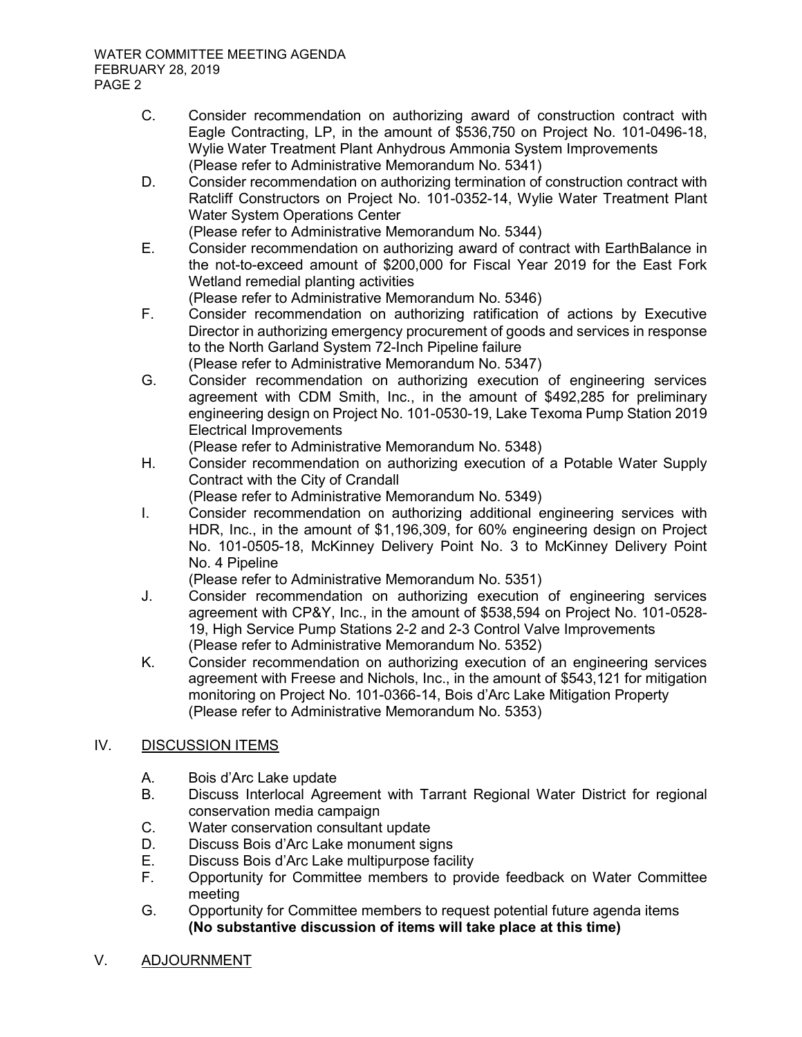C. Consider recommendation on authorizing award of construction contract with Eagle Contracting, LP, in the amount of $536,750 on Project No. 101-0496-18, Wylie Water Treatment Plant Anhydrous Ammonia System Improvements
(Please refer to Administrative Memorandum No. 5341)

D. Consider recommendation on authorizing termination of construction contract with Ratcliff Constructors on Project No. 101-0352-14, Wylie Water Treatment Plant Water System Operations Center
(Please refer to Administrative Memorandum No. 5344)

E. Consider recommendation on authorizing award of contract with EarthBalance in the not-to-exceed amount of $200,000 for Fiscal Year 2019 for the East Fork Wetland remedial planting activities
(Please refer to Administrative Memorandum No. 5346)

F. Consider recommendation on authorizing ratification of actions by Executive Director in authorizing emergency procurement of goods and services in response to the North Garland System 72-Inch Pipeline failure
(Please refer to Administrative Memorandum No. 5347)

G. Consider recommendation on authorizing execution of engineering services agreement with CDM Smith, Inc., in the amount of $492,285 for preliminary engineering design on Project No. 101-0530-19, Lake Texoma Pump Station 2019 Electrical Improvements
(Please refer to Administrative Memorandum No. 5348)

H. Consider recommendation on authorizing execution of a Potable Water Supply Contract with the City of Crandall
(Please refer to Administrative Memorandum No. 5349)

I. Consider recommendation on authorizing additional engineering services with HDR, Inc., in the amount of $1,196,309, for 60% engineering design on Project No. 101-0505-18, McKinney Delivery Point No. 3 to McKinney Delivery Point No. 4 Pipeline
(Please refer to Administrative Memorandum No. 5351)

J. Consider recommendation on authorizing execution of engineering services agreement with CP&Y, Inc., in the amount of $538,594 on Project No. 101-0528-19, High Service Pump Stations 2-2 and 2-3 Control Valve Improvements
(Please refer to Administrative Memorandum No. 5352)

K. Consider recommendation on authorizing execution of an engineering services agreement with Freese and Nichols, Inc., in the amount of $543,121 for mitigation monitoring on Project No. 101-0366-14, Bois d'Arc Lake Mitigation Property
(Please refer to Administrative Memorandum No. 5353)

## IV. DISCUSSION ITEMS

A. Bois d'Arc Lake update

B. Discuss Interlocal Agreement with Tarrant Regional Water District for regional conservation media campaign

C. Water conservation consultant update

D. Discuss Bois d'Arc Lake monument signs

E. Discuss Bois d'Arc Lake multipurpose facility

F. Opportunity for Committee members to provide feedback on Water Committee meeting

G. Opportunity for Committee members to request potential future agenda items
**(No substantive discussion of items will take place at this time)**

## V. ADJOURNMENT